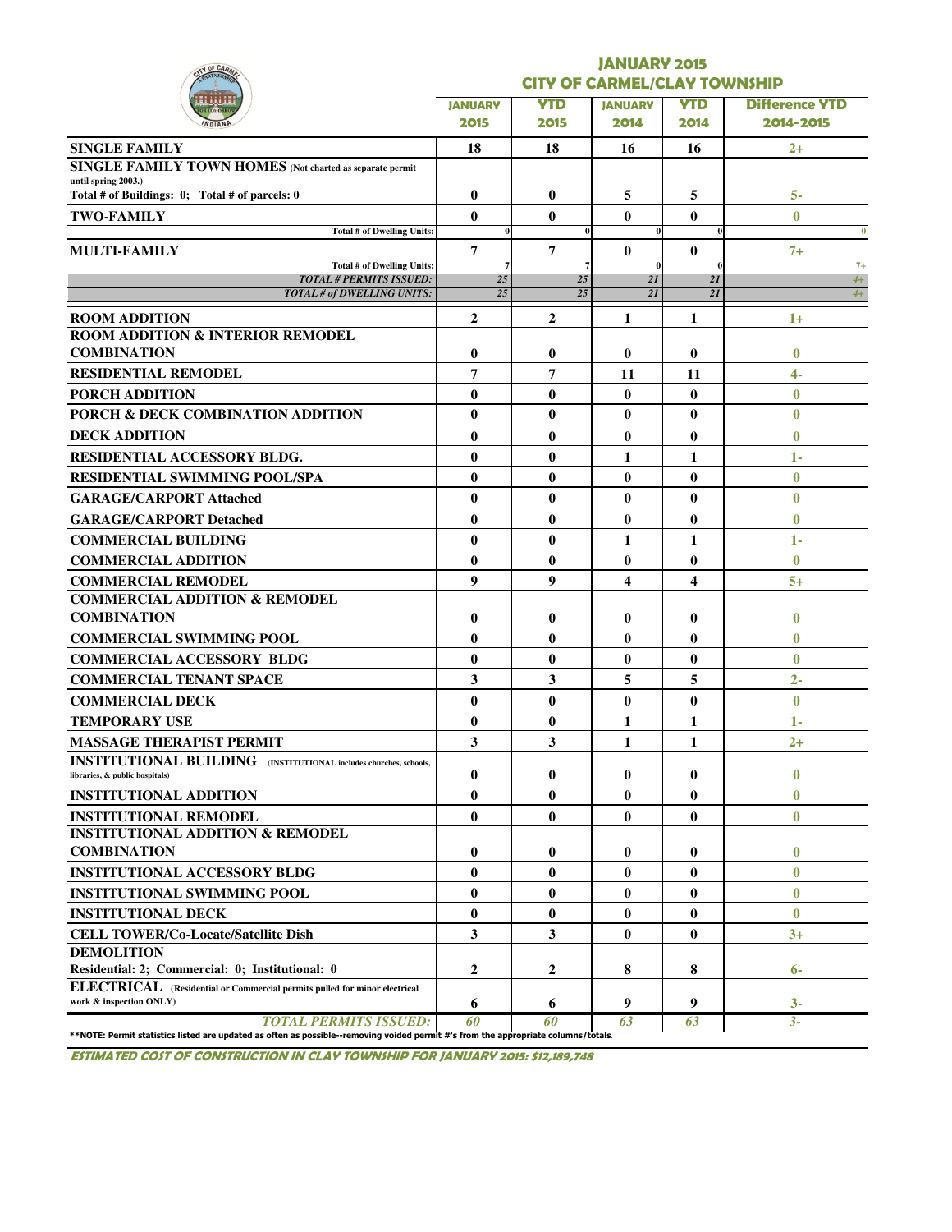# JANUARY 2015
## CITY OF CARMEL/CLAY TOWNSHIP

| | JANUARY 2015 | YTD 2015 | JANUARY 2014 | YTD 2014 | Difference YTD 2014-2015 |
|---|---|---|---|---|---|
| **SINGLE FAMILY** | 18 | 18 | 16 | 16 | 2+ |
| **SINGLE FAMILY TOWN HOMES** (Not charted as separate permit until spring 2003.) Total # of Buildings: 0; Total # of parcels: 0 | 0 | 0 | 5 | 5 | 5- |
| **TWO-FAMILY** | 0 | 0 | 0 | 0 | 0 |
| Total # of Dwelling Units: | 0 | 0 | 0 | 0 | 0 |
| **MULTI-FAMILY** | 7 | 7 | 0 | 0 | 7+ |
| Total # of Dwelling Units: | 7 | 7 | 0 | 0 | 7+ |
| *TOTAL # PERMITS ISSUED:* | 25 | 25 | 21 | 21 | 4+ |
| *TOTAL # of DWELLING UNITS:* | 25 | 25 | 21 | 21 | 4+ |
| **ROOM ADDITION** | 2 | 2 | 1 | 1 | 1+ |
| **ROOM ADDITION & INTERIOR REMODEL COMBINATION** | 0 | 0 | 0 | 0 | 0 |
| **RESIDENTIAL REMODEL** | 7 | 7 | 11 | 11 | 4- |
| **PORCH ADDITION** | 0 | 0 | 0 | 0 | 0 |
| **PORCH & DECK COMBINATION ADDITION** | 0 | 0 | 0 | 0 | 0 |
| **DECK ADDITION** | 0 | 0 | 0 | 0 | 0 |
| **RESIDENTIAL ACCESSORY BLDG.** | 0 | 0 | 1 | 1 | 1- |
| **RESIDENTIAL SWIMMING POOL/SPA** | 0 | 0 | 0 | 0 | 0 |
| **GARAGE/CARPORT Attached** | 0 | 0 | 0 | 0 | 0 |
| **GARAGE/CARPORT Detached** | 0 | 0 | 0 | 0 | 0 |
| **COMMERCIAL BUILDING** | 0 | 0 | 1 | 1 | 1- |
| **COMMERCIAL ADDITION** | 0 | 0 | 0 | 0 | 0 |
| **COMMERCIAL REMODEL** | 9 | 9 | 4 | 4 | 5+ |
| **COMMERCIAL ADDITION & REMODEL COMBINATION** | 0 | 0 | 0 | 0 | 0 |
| **COMMERCIAL SWIMMING POOL** | 0 | 0 | 0 | 0 | 0 |
| **COMMERCIAL ACCESSORY BLDG** | 0 | 0 | 0 | 0 | 0 |
| **COMMERCIAL TENANT SPACE** | 3 | 3 | 5 | 5 | 2- |
| **COMMERCIAL DECK** | 0 | 0 | 0 | 0 | 0 |
| **TEMPORARY USE** | 0 | 0 | 1 | 1 | 1- |
| **MASSAGE THERAPIST PERMIT** | 3 | 3 | 1 | 1 | 2+ |
| **INSTITUTIONAL BUILDING** (INSTITUTIONAL includes churches, schools, libraries, & public hospitals) | 0 | 0 | 0 | 0 | 0 |
| **INSTITUTIONAL ADDITION** | 0 | 0 | 0 | 0 | 0 |
| **INSTITUTIONAL REMODEL** | 0 | 0 | 0 | 0 | 0 |
| **INSTITUTIONAL ADDITION & REMODEL COMBINATION** | 0 | 0 | 0 | 0 | 0 |
| **INSTITUTIONAL ACCESSORY BLDG** | 0 | 0 | 0 | 0 | 0 |
| **INSTITUTIONAL SWIMMING POOL** | 0 | 0 | 0 | 0 | 0 |
| **INSTITUTIONAL DECK** | 0 | 0 | 0 | 0 | 0 |
| **CELL TOWER/Co-Locate/Satellite Dish** | 3 | 3 | 0 | 0 | 3+ |
| **DEMOLITION** Residential: 2; Commercial: 0; Institutional: 0 | 2 | 2 | 8 | 8 | 6- |
| **ELECTRICAL** (Residential or Commercial permits pulled for minor electrical work & inspection ONLY) | 6 | 6 | 9 | 9 | 3- |
| *TOTAL PERMITS ISSUED:* | 60 | 60 | 63 | 63 | 3- |

**NOTE: Permit statistics listed are updated as often as possible--removing voided permit #'s from the appropriate columns/totals.

***ESTIMATED COST OF CONSTRUCTION IN CLAY TOWNSHIP FOR JANUARY 2015: $12,189,748***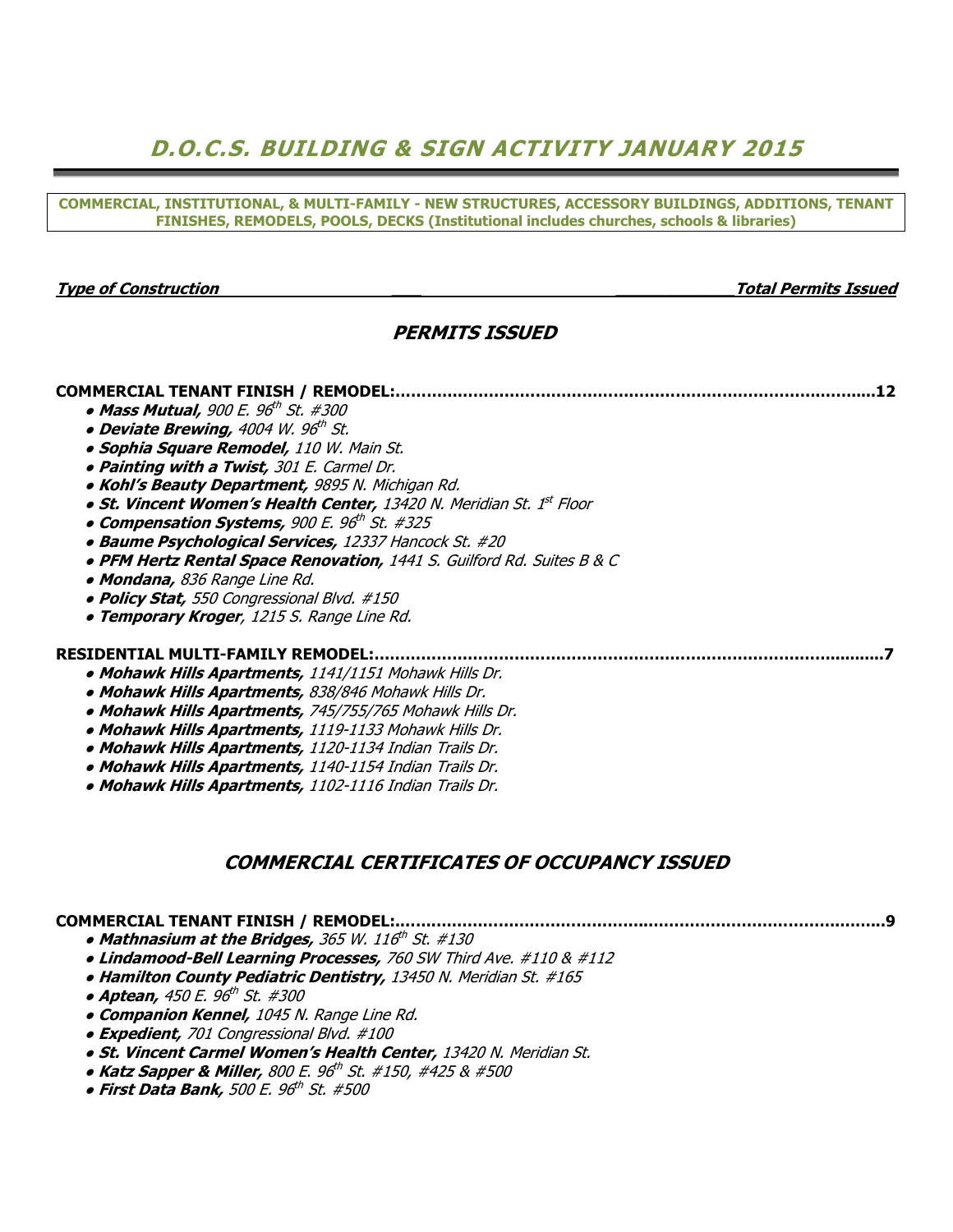# D.O.C.S. BUILDING & SIGN ACTIVITY JANUARY 2015

**COMMERCIAL, INSTITUTIONAL, & MULTI-FAMILY - NEW STRUCTURES, ACCESSORY BUILDINGS, ADDITIONS, TENANT FINISHES, REMODELS, POOLS, DECKS (Institutional includes churches, schools & libraries)**

***Type of Construction*** — ***Total Permits Issued***

## PERMITS ISSUED

**COMMERCIAL TENANT FINISH / REMODEL:....12**

- ***Mass Mutual,*** *900 E. 96th St. #300*
- ***Deviate Brewing,*** *4004 W. 96th St.*
- ***Sophia Square Remodel,*** *110 W. Main St.*
- ***Painting with a Twist,*** *301 E. Carmel Dr.*
- ***Kohl's Beauty Department,*** *9895 N. Michigan Rd.*
- ***St. Vincent Women's Health Center,*** *13420 N. Meridian St. 1st Floor*
- ***Compensation Systems,*** *900 E. 96th St. #325*
- ***Baume Psychological Services,*** *12337 Hancock St. #20*
- ***PFM Hertz Rental Space Renovation,*** *1441 S. Guilford Rd. Suites B & C*
- ***Mondana,*** *836 Range Line Rd.*
- ***Policy Stat,*** *550 Congressional Blvd. #150*
- ***Temporary Kroger****, 1215 S. Range Line Rd.*

**RESIDENTIAL MULTI-FAMILY REMODEL:....7**

- ***Mohawk Hills Apartments,*** *1141/1151 Mohawk Hills Dr.*
- ***Mohawk Hills Apartments,*** *838/846 Mohawk Hills Dr.*
- ***Mohawk Hills Apartments,*** *745/755/765 Mohawk Hills Dr.*
- ***Mohawk Hills Apartments,*** *1119-1133 Mohawk Hills Dr.*
- ***Mohawk Hills Apartments,*** *1120-1134 Indian Trails Dr.*
- ***Mohawk Hills Apartments,*** *1140-1154 Indian Trails Dr.*
- ***Mohawk Hills Apartments,*** *1102-1116 Indian Trails Dr.*

## COMMERCIAL CERTIFICATES OF OCCUPANCY ISSUED

**COMMERCIAL TENANT FINISH / REMODEL:....9**

- ***Mathnasium at the Bridges,*** *365 W. 116th St. #130*
- ***Lindamood-Bell Learning Processes,*** *760 SW Third Ave. #110 & #112*
- ***Hamilton County Pediatric Dentistry,*** *13450 N. Meridian St. #165*
- ***Aptean,*** *450 E. 96th St. #300*
- ***Companion Kennel,*** *1045 N. Range Line Rd.*
- ***Expedient,*** *701 Congressional Blvd. #100*
- ***St. Vincent Carmel Women's Health Center,*** *13420 N. Meridian St.*
- ***Katz Sapper & Miller,*** *800 E. 96th St. #150, #425 & #500*
- ***First Data Bank,*** *500 E. 96th St. #500*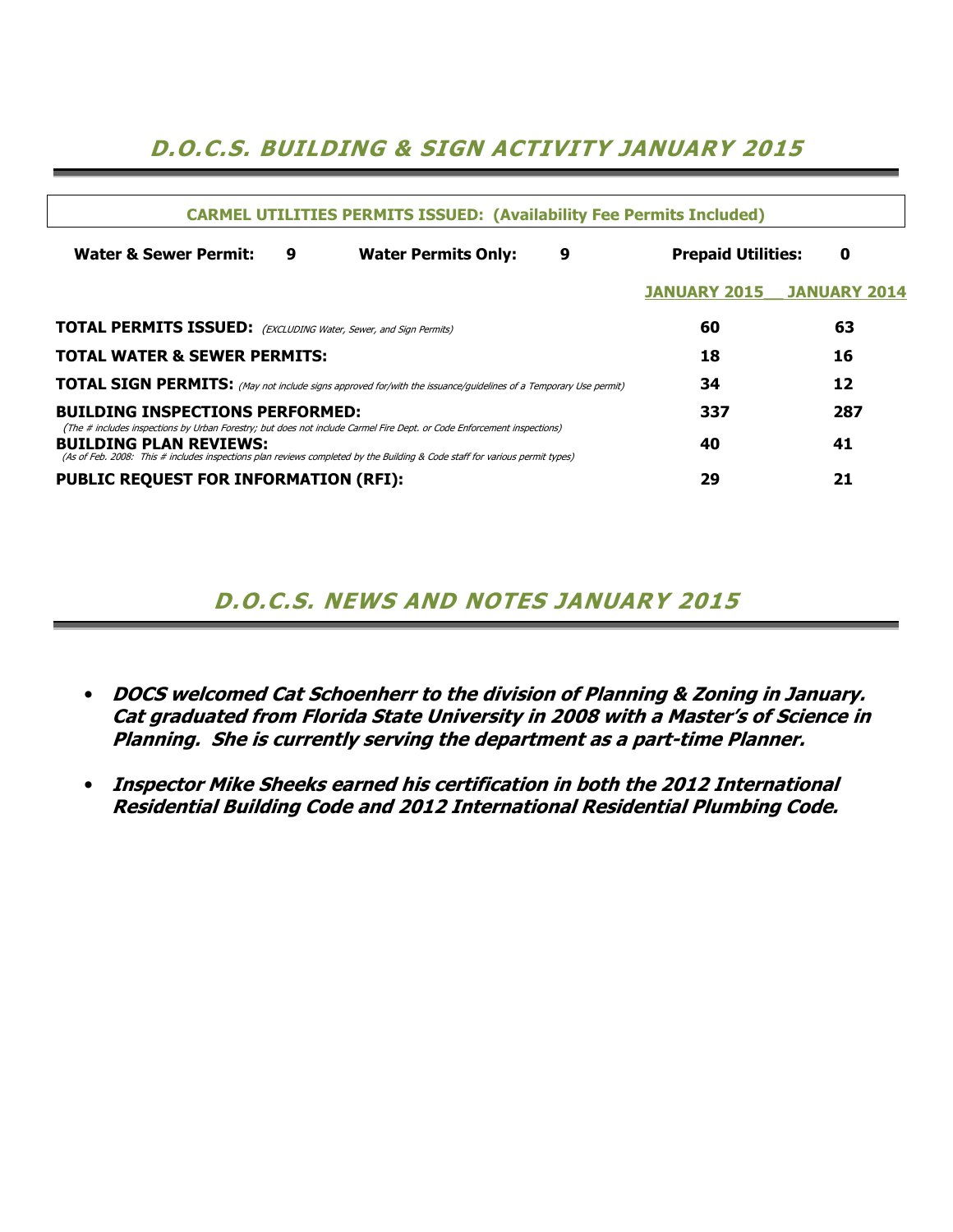## *D.O.C.S. BUILDING & SIGN ACTIVITY JANUARY 2015*

**CARMEL UTILITIES PERMITS ISSUED: (Availability Fee Permits Included)**

**Water & Sewer Permit:** 9 **Water Permits Only:** 9 **Prepaid Utilities:** 0

| | JANUARY 2015 | JANUARY 2014 |
|---|---|---|
| **TOTAL PERMITS ISSUED:** *(EXCLUDING Water, Sewer, and Sign Permits)* | 60 | 63 |
| **TOTAL WATER & SEWER PERMITS:** | 18 | 16 |
| **TOTAL SIGN PERMITS:** *(May not include signs approved for/with the issuance/guidelines of a Temporary Use permit)* | 34 | 12 |
| **BUILDING INSPECTIONS PERFORMED:** *(The # includes inspections by Urban Forestry; but does not include Carmel Fire Dept. or Code Enforcement inspections)* | 337 | 287 |
| **BUILDING PLAN REVIEWS:** *(As of Feb. 2008: This # includes inspections plan reviews completed by the Building & Code staff for various permit types)* | 40 | 41 |
| **PUBLIC REQUEST FOR INFORMATION (RFI):** | 29 | 21 |

## *D.O.C.S. NEWS AND NOTES JANUARY 2015*

- ***DOCS welcomed Cat Schoenherr to the division of Planning & Zoning in January. Cat graduated from Florida State University in 2008 with a Master's of Science in Planning. She is currently serving the department as a part-time Planner.***
- ***Inspector Mike Sheeks earned his certification in both the 2012 International Residential Building Code and 2012 International Residential Plumbing Code.***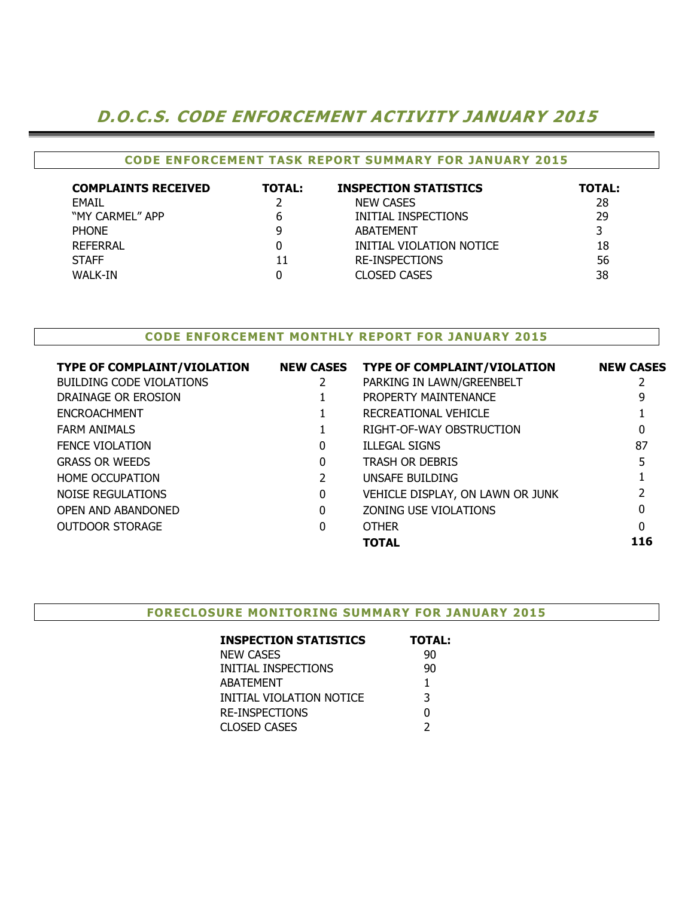# *D.O.C.S. CODE ENFORCEMENT ACTIVITY JANUARY 2015*

## CODE ENFORCEMENT TASK REPORT SUMMARY FOR JANUARY 2015

| COMPLAINTS RECEIVED | TOTAL: | INSPECTION STATISTICS | TOTAL: |
|---|---|---|---|
| EMAIL | 2 | NEW CASES | 28 |
| "MY CARMEL" APP | 6 | INITIAL INSPECTIONS | 29 |
| PHONE | 9 | ABATEMENT | 3 |
| REFERRAL | 0 | INITIAL VIOLATION NOTICE | 18 |
| STAFF | 11 | RE-INSPECTIONS | 56 |
| WALK-IN | 0 | CLOSED CASES | 38 |

## CODE ENFORCEMENT MONTHLY REPORT FOR JANUARY 2015

| TYPE OF COMPLAINT/VIOLATION | NEW CASES | TYPE OF COMPLAINT/VIOLATION | NEW CASES |
|---|---|---|---|
| BUILDING CODE VIOLATIONS | 2 | PARKING IN LAWN/GREENBELT | 2 |
| DRAINAGE OR EROSION | 1 | PROPERTY MAINTENANCE | 9 |
| ENCROACHMENT | 1 | RECREATIONAL VEHICLE | 1 |
| FARM ANIMALS | 1 | RIGHT-OF-WAY OBSTRUCTION | 0 |
| FENCE VIOLATION | 0 | ILLEGAL SIGNS | 87 |
| GRASS OR WEEDS | 0 | TRASH OR DEBRIS | 5 |
| HOME OCCUPATION | 2 | UNSAFE BUILDING | 1 |
| NOISE REGULATIONS | 0 | VEHICLE DISPLAY, ON LAWN OR JUNK | 2 |
| OPEN AND ABANDONED | 0 | ZONING USE VIOLATIONS | 0 |
| OUTDOOR STORAGE | 0 | OTHER | 0 |
| | | **TOTAL** | **116** |

## FORECLOSURE MONITORING SUMMARY FOR JANUARY 2015

| INSPECTION STATISTICS | TOTAL: |
|---|---|
| NEW CASES | 90 |
| INITIAL INSPECTIONS | 90 |
| ABATEMENT | 1 |
| INITIAL VIOLATION NOTICE | 3 |
| RE-INSPECTIONS | 0 |
| CLOSED CASES | 2 |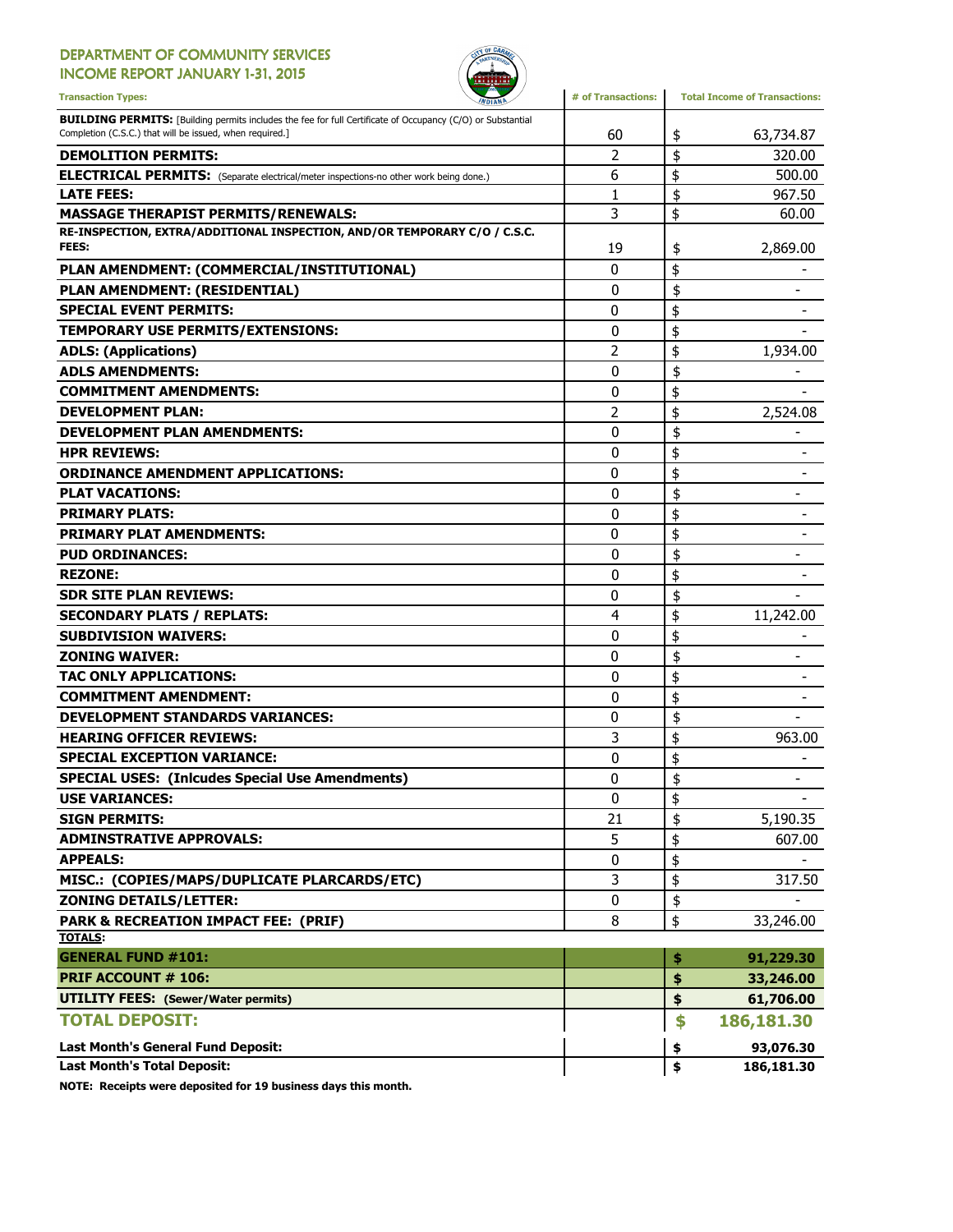# DEPARTMENT OF COMMUNITY SERVICES
## INCOME REPORT JANUARY 1-31, 2015

| Transaction Types: | # of Transactions: | Total Income of Transactions: |
|---|---|---|
| **BUILDING PERMITS:** [Building permits includes the fee for full Certificate of Occupancy (C/O) or Substantial Completion (C.S.C.) that will be issued, when required.] | 60 | $ 63,734.87 |
| **DEMOLITION PERMITS:** | 2 | $ 320.00 |
| **ELECTRICAL PERMITS:** (Separate electrical/meter inspections-no other work being done.) | 6 | $ 500.00 |
| **LATE FEES:** | 1 | $ 967.50 |
| **MASSAGE THERAPIST PERMITS/RENEWALS:** | 3 | $ 60.00 |
| **RE-INSPECTION, EXTRA/ADDITIONAL INSPECTION, AND/OR TEMPORARY C/O / C.S.C. FEES:** | 19 | $ 2,869.00 |
| **PLAN AMENDMENT: (COMMERCIAL/INSTITUTIONAL)** | 0 | $ - |
| **PLAN AMENDMENT: (RESIDENTIAL)** | 0 | $ - |
| **SPECIAL EVENT PERMITS:** | 0 | $ - |
| **TEMPORARY USE PERMITS/EXTENSIONS:** | 0 | $ - |
| **ADLS: (Applications)** | 2 | $ 1,934.00 |
| **ADLS AMENDMENTS:** | 0 | $ - |
| **COMMITMENT AMENDMENTS:** | 0 | $ - |
| **DEVELOPMENT PLAN:** | 2 | $ 2,524.08 |
| **DEVELOPMENT PLAN AMENDMENTS:** | 0 | $ - |
| **HPR REVIEWS:** | 0 | $ - |
| **ORDINANCE AMENDMENT APPLICATIONS:** | 0 | $ - |
| **PLAT VACATIONS:** | 0 | $ - |
| **PRIMARY PLATS:** | 0 | $ - |
| **PRIMARY PLAT AMENDMENTS:** | 0 | $ - |
| **PUD ORDINANCES:** | 0 | $ - |
| **REZONE:** | 0 | $ - |
| **SDR SITE PLAN REVIEWS:** | 0 | $ - |
| **SECONDARY PLATS / REPLATS:** | 4 | $ 11,242.00 |
| **SUBDIVISION WAIVERS:** | 0 | $ - |
| **ZONING WAIVER:** | 0 | $ - |
| **TAC ONLY APPLICATIONS:** | 0 | $ - |
| **COMMITMENT AMENDMENT:** | 0 | $ - |
| **DEVELOPMENT STANDARDS VARIANCES:** | 0 | $ - |
| **HEARING OFFICER REVIEWS:** | 3 | $ 963.00 |
| **SPECIAL EXCEPTION VARIANCE:** | 0 | $ - |
| **SPECIAL USES: (Inlcudes Special Use Amendments)** | 0 | $ - |
| **USE VARIANCES:** | 0 | $ - |
| **SIGN PERMITS:** | 21 | $ 5,190.35 |
| **ADMINSTRATIVE APPROVALS:** | 5 | $ 607.00 |
| **APPEALS:** | 0 | $ - |
| **MISC.: (COPIES/MAPS/DUPLICATE PLARCARDS/ETC)** | 3 | $ 317.50 |
| **ZONING DETAILS/LETTER:** | 0 | $ - |
| **PARK & RECREATION IMPACT FEE: (PRIF)** | 8 | $ 33,246.00 |
| **TOTALS:** | | |
| **GENERAL FUND #101:** | | **$ 91,229.30** |
| **PRIF ACCOUNT # 106:** | | **$ 33,246.00** |
| **UTILITY FEES: (Sewer/Water permits)** | | **$ 61,706.00** |
| **TOTAL DEPOSIT:** | | **$ 186,181.30** |
| **Last Month's General Fund Deposit:** | | **$ 93,076.30** |
| **Last Month's Total Deposit:** | | **$ 186,181.30** |

**NOTE: Receipts were deposited for 19 business days this month.**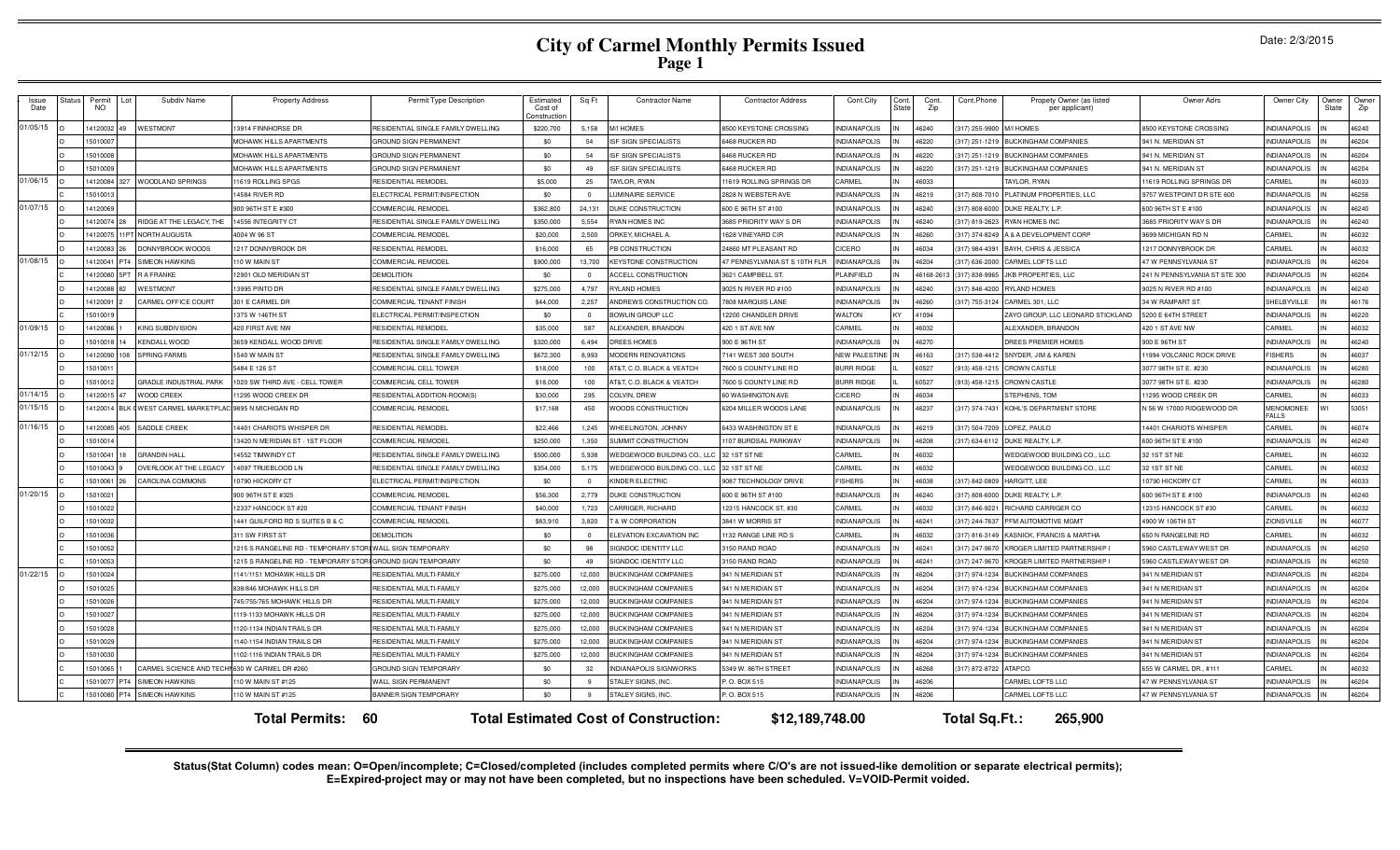# City of Carmel Monthly Permits Issued

Page 1

Date: 2/3/2015

| Issue Date | Status | Permit NO | Lot | Subdiv Name | Property Address | Permit Type Description | Estimated Cost of Construction | Sq Ft | Contractor Name | Contractor Address | Cont.City | Cont. State | Cont. Zip | Cont.Phone | Propety Owner (as listed per applicant) | Owner Adrs | Owner City | Owner State | Owner Zip |
|---|---|---|---|---|---|---|---|---|---|---|---|---|---|---|---|---|---|---|---|
| 01/05/15 | O | 14120032 | 49 | WESTMONT | 13914 FINNHORSE DR | RESIDENTIAL SINGLE FAMILY DWELLING | $220,700 | 5,158 | M/I HOMES | 8500 KEYSTONE CROSSING | INDIANAPOLIS | IN | 46240 | (317) 255-9900 | M/I HOMES | 8500 KEYSTONE CROSSING | INDIANAPOLIS | IN | 46240 |
| | O | 15010007 | | | MOHAWK HILLS APARTMENTS | GROUND SIGN PERMANENT | $0 | 54 | ISF SIGN SPECIALISTS | 6468 RUCKER RD | INDIANAPOLIS | IN | 46220 | (317) 251-1219 | BUCKINGHAM COMPANIES | 941 N. MERIDIAN ST | INDIANAPOLIS | IN | 46204 |
| | O | 15010008 | | | MOHAWK HILLS APARTMENTS | GROUND SIGN PERMANENT | $0 | 54 | ISF SIGN SPECIALISTS | 6468 RUCKER RD | INDIANAPOLIS | IN | 46220 | (317) 251-1219 | BUCKINGHAM COMPANIES | 941 N. MERIDIAN ST | INDIANAPOLIS | IN | 46204 |
| | O | 15010009 | | | MOHAWK HILLS APARTMENTS | GROUND SIGN PERMANENT | $0 | 49 | ISF SIGN SPECIALISTS | 6468 RUCKER RD | INDIANAPOLIS | IN | 46220 | (317) 251-1219 | BUCKINGHAM COMPANIES | 941 N. MERIDIAN ST | INDIANAPOLIS | IN | 46204 |
| 01/06/15 | O | 14120084 | 327 | WOODLAND SPRINGS | 11619 ROLLING SPGS | RESIDENTIAL REMODEL | $5,000 | 25 | TAYLOR, RYAN | 11619 ROLLING SPRINGS DR | CARMEL | IN | 46033 | | TAYLOR, RYAN | 11619 ROLLING SPRINGS DR | CARMEL | IN | 46033 |
| | C | 15010013 | | | 14584 RIVER RD | ELECTRICAL PERMIT/INSPECTION | $0 | 0 | LUMINAIRE SERVICE | 2828 N WEBSTER AVE | INDIANAPOLIS | IN | 46219 | (317) 808-7010 | PLATINUM PROPERTIES, LLC | 9757 WESTPOINT DR STE 600 | INDIANAPOLIS | IN | 46256 |
| 01/07/15 | O | 14120069 | | | 900 96TH ST E #300 | COMMERCIAL REMODEL | $362,800 | 24,131 | DUKE CONSTRUCTION | 600 E 96TH ST #100 | INDIANAPOLIS | IN | 46240 | (317) 808-6000 | DUKE REALTY, L.P. | 600 96TH ST E #100 | INDIANAPOLIS | IN | 46240 |
| | O | 14120074 | 28 | RIDGE AT THE LEGACY, THE | 14556 INTEGRITY CT | RESIDENTIAL SINGLE FAMILY DWELLING | $350,000 | 5,554 | RYAN HOMES INC | 3685 PRIORITY WAY S DR | INDIANAPOLIS | IN | 46240 | (317) 819-2623 | RYAN HOMES INC | 3685 PRIORITY WAY S DR | INDIANAPOLIS | IN | 46240 |
| | O | 14120075 | 11PT | NORTH AUGUSTA | 4004 W 96 ST | COMMERCIAL REMODEL | $20,000 | 2,500 | ORKEY, MICHAEL A. | 1628 VINEYARD CIR | INDIANAPOLIS | IN | 46260 | (317) 374-8249 | A & A DEVELOPMENT CORP | 9699 MICHIGAN RD N | CARMEL | IN | 46032 |
| | O | 14120083 | 26 | DONNYBROOK WOODS | 1217 DONNYBROOK DR | RESIDENTIAL REMODEL | $16,000 | 65 | PB CONSTRUCTION | 24860 MT PLEASANT RD | CICERO | IN | 46034 | (317) 984-4391 | BAYH, CHRIS & JESSICA | 1217 DONNYBROOK DR | CARMEL | IN | 46032 |
| 01/08/15 | O | 14120041 | PT4 | SIMEON HAWKINS | 110 W MAIN ST | COMMERCIAL REMODEL | $900,000 | 13,700 | KEYSTONE CONSTRUCTION | 47 PENNSYLVANIA ST S 10TH FLR | INDIANAPOLIS | IN | 46204 | (317) 636-2000 | CARMEL LOFTS LLC | 47 W PENNSYLVANIA ST | INDIANAPOLIS | IN | 46204 |
| | O | 14120080 | SPT | R A FRANKE | 12901 OLD MERIDIAN ST | DEMOLITION | $0 | 0 | ACCELL CONSTRUCTION | 3621 CAMPBELL ST. | PLAINFIELD | IN | 46168-2613 | (317) 838-9965 | JKB PROPERTIES, LLC | 241 N PENNSYLVANIA ST STE 300 | INDIANAPOLIS | IN | 46204 |
| | O | 14120088 | 82 | WESTMONT | 13995 PINTO DR | RESIDENTIAL SINGLE FAMILY DWELLING | $275,000 | 4,797 | RYLAND HOMES | 9025 N RIVER RD #100 | INDIANAPOLIS | IN | 46240 | (317) 846-4200 | RYLAND HOMES | 9025 N RIVER RD #100 | INDIANAPOLIS | IN | 46240 |
| | O | 14120091 | 2 | CARMEL OFFICE COURT | 301 E CARMEL DR | COMMERCIAL TENANT FINISH | $44,000 | 2,257 | ANDREWS CONSTRUCTION CO. | 7808 MARQUIS LANE | INDIANAPOLIS | IN | 46260 | (317) 755-3124 | CARMEL 301, LLC | 34 W RAMPART ST | SHELBYVILLE | IN | 46176 |
| | C | 15010019 | | | 1375 W 146TH ST | ELECTRICAL PERMIT/INSPECTION | $0 | 0 | BOWLIN GROUP LLC | 12200 CHANDLER DRIVE | WALTON | KY | 41094 | | ZAYO GROUP, LLC LEONARD STICKLAND | 5200 E 64TH STREET | INDIANAPOLIS | IN | 46220 |
| 01/09/15 | O | 14120086 | 1 | KING SUBDIVISION | 420 FIRST AVE NW | RESIDENTIAL REMODEL | $35,000 | 587 | ALEXANDER, BRANDON | 420 1 ST AVE NW | CARMEL | IN | 46032 | | ALEXANDER, BRANDON | 420 1 ST AVE NW | CARMEL | IN | 46032 |
| | O | 15010018 | 14 | KENDALL WOOD | 3659 KENDALL WOOD DRIVE | RESIDENTIAL SINGLE FAMILY DWELLING | $320,000 | 6,494 | DREES HOMES | 900 E 96TH ST | INDIANAPOLIS | IN | 46270 | | DREES PREMIER HOMES | 900 E 96TH ST | INDIANAPOLIS | IN | 46240 |
| 01/12/15 | O | 14120090 | 108 | SPRING FARMS | 1540 W MAIN ST | RESIDENTIAL SINGLE FAMILY DWELLING | $672,300 | 8,993 | MODERN RENOVATIONS | 7141 WEST 300 SOUTH | NEW PALESTINE | IN | 46163 | (317) 538-4412 | SNYDER, JIM & KAREN | 11994 VOLCANIC ROCK DRIVE | FISHERS | IN | 46037 |
| | O | 15010011 | | | 5484 E 126 ST | COMMERCIAL CELL TOWER | $18,000 | 100 | AT&T, C.O. BLACK & VEATCH | 7600 S COUNTY LINE RD | BURR RIDGE | IL | 60527 | (913) 458-1215 | CROWN CASTLE | 3077 98TH ST E. #230 | INDIANAPOLIS | IN | 46280 |
| | O | 15010012 | | GRADLE INDUSTRIAL PARK | 1020 SW THIRD AVE - CELL TOWER | COMMERCIAL CELL TOWER | $18,000 | 100 | AT&T, C.O. BLACK & VEATCH | 7600 S COUNTY LINE RD | BURR RIDGE | IL | 60527 | (913) 458-1215 | CROWN CASTLE | 3077 98TH ST E. #230 | INDIANAPOLIS | IN | 46280 |
| 01/14/15 | O | 14120015 | 47 | WOOD CREEK | 11295 WOOD CREEK DR | RESIDENTIAL ADDITION-ROOM(S) | $30,000 | 295 | COLVIN, DREW | 60 WASHINGTON AVE | CICERO | IN | 46034 | | STEPHENS, TOM | 11295 WOOD CREEK DR | CARMEL | IN | 46033 |
| 01/15/15 | O | 14120014 | BLK ( | WEST CARMEL MARKETPLAC | 9895 N MICHIGAN RD | COMMERCIAL REMODEL | $17,168 | 450 | WOODS CONSTRUCTION | 6204 MILLER WOODS LANE | INDIANAPOLIS | IN | 46237 | (317) 374-7431 | KOHL'S DEPARTMENT STORE | N 56 W 17000 RIDGEWOOD DR | MENOMONEE FALLS | WI | 53051 |
| 01/16/15 | O | 14120085 | 405 | SADDLE CREEK | 14401 CHARIOTS WHISPER DR | RESIDENTIAL REMODEL | $22,466 | 1,245 | WHEELINGTON, JOHNNY | 6433 WASHINGTON ST E | INDIANAPOLIS | IN | 46219 | (317) 504-7209 | LOPEZ, PAULO | 14401 CHARIOTS WHISPER | CARMEL | IN | 46074 |
| | O | 15010014 | | | 13420 N MERIDIAN ST - 1ST FLOOR | COMMERCIAL REMODEL | $250,000 | 1,350 | SUMMIT CONSTRUCTION | 1107 BURDSAL PARKWAY | INDIANAPOLIS | IN | 46208 | (317) 634-6112 | DUKE REALTY, L.P. | 600 96TH ST E #100 | INDIANAPOLIS | IN | 46240 |
| | O | 15010041 | 18 | GRANDIN HALL | 14552 TIMWINDY CT | RESIDENTIAL SINGLE FAMILY DWELLING | $500,000 | 5,938 | WEDGEWOOD BUILDING CO., LLC | 32 1ST ST NE | CARMEL | IN | 46032 | | WEDGEWOOD BUILDING CO., LLC | 32 1ST ST NE | CARMEL | IN | 46032 |
| | O | 15010043 | 9 | OVERLOOK AT THE LEGACY | 14097 TRUEBLOOD LN | RESIDENTIAL SINGLE FAMILY DWELLING | $354,000 | 5,175 | WEDGEWOOD BUILDING CO., LLC | 32 1ST ST NE | CARMEL | IN | 46032 | | WEDGEWOOD BUILDING CO., LLC | 32 1ST ST NE | CARMEL | IN | 46032 |
| | C | 15010061 | 26 | CAROLINA COMMONS | 10790 HICKORY CT | ELECTRICAL PERMIT/INSPECTION | $0 | 0 | KINDER ELECTRIC | 9087 TECHNOLOGY DRIVE | FISHERS | IN | 46038 | (317) 842-0809 | HARGITT, LEE | 10790 HICKORY CT | CARMEL | IN | 46033 |
| 01/20/15 | O | 15010021 | | | 900 96TH ST E #325 | COMMERCIAL REMODEL | $56,300 | 2,779 | DUKE CONSTRUCTION | 600 E 96TH ST #100 | INDIANAPOLIS | IN | 46240 | (317) 808-6000 | DUKE REALTY, L.P. | 600 96TH ST E #100 | INDIANAPOLIS | IN | 46240 |
| | O | 15010022 | | | 12337 HANCOCK ST #20 | COMMERCIAL TENANT FINISH | $40,000 | 1,723 | CARRIGER, RICHARD | 12315 HANCOCK ST, #30 | CARMEL | IN | 46032 | (317) 846-9221 | RICHARD CARRIGER CO | 12315 HANCOCK ST #30 | CARMEL | IN | 46032 |
| | O | 15010032 | | | 1441 GUILFORD RD S SUITES B & C | COMMERCIAL REMODEL | $83,910 | 3,820 | T & W CORPORATION | 3841 W MORRIS ST | INDIANAPOLIS | IN | 46241 | (317) 244-7637 | PFM AUTOMOTIVE MGMT | 4900 W 106TH ST | ZIONSVILLE | IN | 46077 |
| | O | 15010036 | | | 311 SW FIRST ST | DEMOLITION | $0 | 0 | ELEVATION EXCAVATION INC | 1132 RANGE LINE RD S | CARMEL | IN | 46032 | (317) 816-3149 | KASNICK, FRANCIS & MARTHA | 650 N RANGELINE RD | CARMEL | IN | 46032 |
| | C | 15010052 | | | 1215 S RANGELINE RD - TEMPORARY STOR | WALL SIGN TEMPORARY | $0 | 98 | SIGNDOC IDENTITY LLC | 3150 RAND ROAD | INDIANAPOLIS | IN | 46241 | (317) 247-9670 | KROGER LIMITED PARTNERSHIP I | 5960 CASTLEWAY WEST DR | INDIANAPOLIS | IN | 46250 |
| | C | 15010053 | | | 1215 S RANGELINE RD - TEMPORARY STOR | GROUND SIGN TEMPORARY | $0 | 49 | SIGNDOC IDENTITY LLC | 3150 RAND ROAD | INDIANAPOLIS | IN | 46241 | (317) 247-9670 | KROGER LIMITED PARTNERSHIP I | 5960 CASTLEWAY WEST DR | INDIANAPOLIS | IN | 46250 |
| 01/22/15 | O | 15010024 | | | 1141/1151 MOHAWK HILLS DR | RESIDENTIAL MULTI-FAMILY | $275,000 | 12,000 | BUCKINGHAM COMPANIES | 941 N MERIDIAN ST | INDIANAPOLIS | IN | 46204 | (317) 974-1234 | BUCKINGHAM COMPANIES | 941 N MERIDIAN ST | INDIANAPOLIS | IN | 46204 |
| | O | 15010025 | | | 838/846 MOHAWK HILLS DR | RESIDENTIAL MULTI-FAMILY | $275,000 | 12,000 | BUCKINGHAM COMPANIES | 941 N MERIDIAN ST | INDIANAPOLIS | IN | 46204 | (317) 974-1234 | BUCKINGHAM COMPANIES | 941 N MERIDIAN ST | INDIANAPOLIS | IN | 46204 |
| | O | 15010026 | | | 745/755/765 MOHAWK HILLS DR | RESIDENTIAL MULTI-FAMILY | $275,000 | 12,000 | BUCKINGHAM COMPANIES | 941 N MERIDIAN ST | INDIANAPOLIS | IN | 46204 | (317) 974-1234 | BUCKINGHAM COMPANIES | 941 N MERIDIAN ST | INDIANAPOLIS | IN | 46204 |
| | O | 15010027 | | | 1119-1133 MOHAWK HILLS DR | RESIDENTIAL MULTI-FAMILY | $275,000 | 12,000 | BUCKINGHAM COMPANIES | 941 N MERIDIAN ST | INDIANAPOLIS | IN | 46204 | (317) 974-1234 | BUCKINGHAM COMPANIES | 941 N MERIDIAN ST | INDIANAPOLIS | IN | 46204 |
| | O | 15010028 | | | 1120-1134 INDIAN TRAILS DR | RESIDENTIAL MULTI-FAMILY | $275,000 | 12,000 | BUCKINGHAM COMPANIES | 941 N MERIDIAN ST | INDIANAPOLIS | IN | 46204 | (317) 974-1234 | BUCKINGHAM COMPANIES | 941 N MERIDIAN ST | INDIANAPOLIS | IN | 46204 |
| | O | 15010029 | | | 1140-1154 INDIAN TRAILS DR | RESIDENTIAL MULTI-FAMILY | $275,000 | 12,000 | BUCKINGHAM COMPANIES | 941 N MERIDIAN ST | INDIANAPOLIS | IN | 46204 | (317) 974-1234 | BUCKINGHAM COMPANIES | 941 N MERIDIAN ST | INDIANAPOLIS | IN | 46204 |
| | O | 15010030 | | | 1102-1116 INDIAN TRAILS DR | RESIDENTIAL MULTI-FAMILY | $275,000 | 12,000 | BUCKINGHAM COMPANIES | 941 N MERIDIAN ST | INDIANAPOLIS | IN | 46204 | (317) 974-1234 | BUCKINGHAM COMPANIES | 941 N MERIDIAN ST | INDIANAPOLIS | IN | 46204 |
| | C | 15010065 | 1 | CARMEL SCIENCE AND TECH | 630 W CARMEL DR #260 | GROUND SIGN TEMPORARY | $0 | 32 | INDIANAPOLIS SIGNWORKS | 5349 W. 86TH STREET | INDIANAPOLIS | IN | 46268 | (317) 872-8722 | ATAPCO | 655 W CARMEL DR., #111 | CARMEL | IN | 46032 |
| | C | 15010077 | PT4 | SIMEON HAWKINS | 110 W MAIN ST #125 | WALL SIGN PERMANENT | $0 | 9 | STALEY SIGNS, INC. | P. O. BOX 515 | INDIANAPOLIS | IN | 46206 | | CARMEL LOFTS LLC | 47 W PENNSYLVANIA ST | INDIANAPOLIS | IN | 46204 |
| | C | 15010080 | PT4 | SIMEON HAWKINS | 110 W MAIN ST #125 | BANNER SIGN TEMPORARY | $0 | 9 | STALEY SIGNS, INC. | P. O. BOX 515 | INDIANAPOLIS | IN | 46206 | | CARMEL LOFTS LLC | 47 W PENNSYLVANIA ST | INDIANAPOLIS | IN | 46204 |

**Total Permits: 60** **Total Estimated Cost of Construction: $12,189,748.00** **Total Sq.Ft.: 265,900**

**Status(Stat Column) codes mean: O=Open/incomplete; C=Closed/completed (includes completed permits where C/O's are not issued-like demolition or separate electrical permits); E=Expired-project may or may not have been completed, but no inspections have been scheduled. V=VOID-Permit voided.**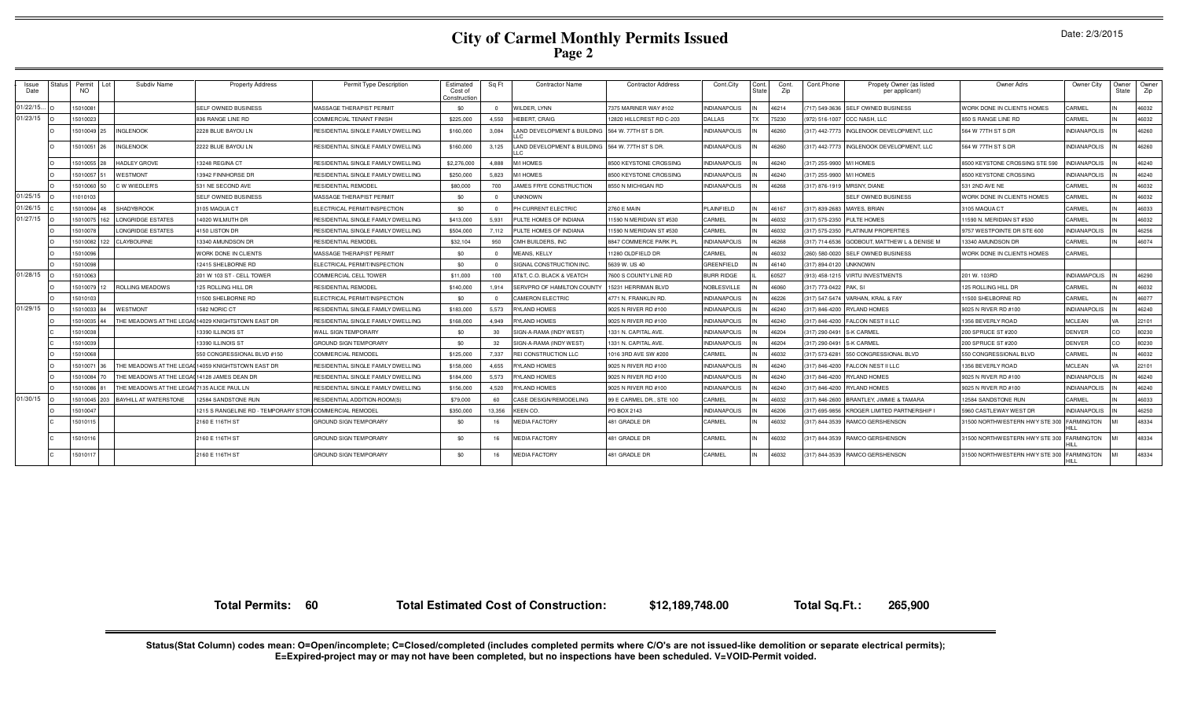# City of Carmel Monthly Permits Issued
## Page 2

Date: 2/3/2015

| Issue Date | Status | Permit NO | Lot | Subdiv Name | Property Address | Permit Type Description | Estimated Cost of Construction | Sq Ft | Contractor Name | Contractor Address | Cont.City | Cont. State | Cont. Zip | Cont.Phone | Propety Owner (as listed per applicant) | Owner Adrs | Owner City | Owner State | Owner Zip |
|---|---|---|---|---|---|---|---|---|---|---|---|---|---|---|---|---|---|---|---|
| 01/22/15... | O | 15010081 | | | SELF OWNED BUSINESS | MASSAGE THERAPIST PERMIT | $0 | 0 | WILDER, LYNN | 7375 MARINER WAY #102 | INDIANAPOLIS | IN | 46214 | (717) 549-3636 | SELF OWNED BUSINESS | WORK DONE IN CLIENTS HOMES | CARMEL | IN | 46032 |
| 01/23/15 | O | 15010023 | | | 836 RANGE LINE RD | COMMERCIAL TENANT FINISH | $225,000 | 4,550 | HEBERT, CRAIG | 12820 HILLCREST RD C-203 | DALLAS | TX | 75230 | (972) 516-1007 | CCC NASH, LLC | 850 S RANGE LINE RD | CARMEL | IN | 46032 |
| | O | 15010049 | 25 | INGLENOOK | 2228 BLUE BAYOU LN | RESIDENTIAL SINGLE FAMILY DWELLING | $160,000 | 3,084 | LAND DEVELOPMENT & BUILDING LLC | 564 W. 77TH ST S DR. | INDIANAPOLIS | IN | 46260 | (317) 442-7773 | INGLENOOK DEVELOPMENT, LLC | 564 W 77TH ST S DR | INDIANAPOLIS | IN | 46260 |
| | O | 15010051 | 26 | INGLENOOK | 2222 BLUE BAYOU LN | RESIDENTIAL SINGLE FAMILY DWELLING | $160,000 | 3,125 | LAND DEVELOPMENT & BUILDING LLC | 564 W. 77TH ST S DR. | INDIANAPOLIS | IN | 46260 | (317) 442-7773 | INGLENOOK DEVELOPMENT, LLC | 564 W 77TH ST S DR | INDIANAPOLIS | IN | 46260 |
| | O | 15010055 | 28 | HADLEY GROVE | 13248 REGINA CT | RESIDENTIAL SINGLE FAMILY DWELLING | $2,276,000 | 4,888 | M/I HOMES | 8500 KEYSTONE CROSSING | INDIANAPOLIS | IN | 46240 | (317) 255-9900 | M/I HOMES | 8500 KEYSTONE CROSSING STE 590 | INDIANAPOLIS | IN | 46240 |
| | O | 15010057 | 51 | WESTMONT | 13942 FINNHORSE DR | RESIDENTIAL SINGLE FAMILY DWELLING | $250,000 | 5,823 | M/I HOMES | 8500 KEYSTONE CROSSING | INDIANAPOLIS | IN | 46240 | (317) 255-9900 | M/I HOMES | 8500 KEYSTONE CROSSING | INDIANAPOLIS | IN | 46240 |
| | O | 15010060 | 50 | C W WIEDLER'S | 531 NE SECOND AVE | RESIDENTIAL REMODEL | $80,000 | 700 | JAMES FRYE CONSTRUCTION | 8550 N MICHIGAN RD | INDIANAPOLIS | IN | 46268 | (317) 876-1919 | MRSNY, DIANE | 531 2ND AVE NE | CARMEL | IN | 46032 |
| 01/25/15 | O | 11010103 | | | SELF OWNED BUSINESS | MASSAGE THERAPIST PERMIT | $0 | 0 | UNKNOWN | | | | | | SELF OWNED BUSINESS | WORK DONE IN CLIENTS HOMES | CARMEL | IN | 46032 |
| 01/26/15 | C | 15010094 | 48 | SHADYBROOK | 3105 MAQUA CT | ELECTRICAL PERMIT/INSPECTION | $0 | 0 | PH CURRENT ELECTRIC | 2760 E MAIN | PLAINFIELD | IN | 46167 | (317) 839-2683 | MAYES, BRIAN | 3105 MAQUA CT | CARMEL | IN | 46033 |
| 01/27/15 | O | 15010075 | 162 | LONGRIDGE ESTATES | 14020 WILMUTH DR | RESIDENTIAL SINGLE FAMILY DWELLING | $413,000 | 5,931 | PULTE HOMES OF INDIANA | 11590 N MERIDIAN ST #530 | CARMEL | IN | 46032 | (317) 575-2350 | PULTE HOMES | 11590 N. MERIDIAN ST #530 | CARMEL | IN | 46032 |
| | O | 15010076 | | LONGRIDGE ESTATES | 4150 LISTON DR | RESIDENTIAL SINGLE FAMILY DWELLING | $504,000 | 7,112 | PULTE HOMES OF INDIANA | 11590 N MERIDIAN ST #530 | CARMEL | IN | 46032 | (317) 575-2350 | PLATINUM PROPERTIES | 9757 WESTPOINTE DR STE 600 | INDIANAPOLIS | IN | 46256 |
| | O | 15010082 | 122 | CLAYBOURNE | 13340 AMUNDSON DR | RESIDENTIAL REMODEL | $32,104 | 950 | CMH BUILDERS, INC | 8847 COMMERCE PARK PL | INDIANAPOLIS | IN | 46268 | (317) 714-6536 | GODBOUT, MATTHEW L & DENISE M | 13340 AMUNDSON DR | CARMEL | IN | 46074 |
| | O | 15010096 | | | WORK DONE IN CLIENTS | MASSAGE THERAPIST PERMIT | $0 | 0 | MEANS, KELLY | 11280 OLDFIELD DR | CARMEL | IN | 46032 | (260) 580-0020 | SELF OWNED BUSINESS | WORK DONE IN CLIENTS HOMES | CARMEL | | |
| | O | 15010098 | | | 12415 SHELBORNE RD | ELECTRICAL PERMIT/INSPECTION | $0 | 0 | SIGNAL CONSTRUCTION INC. | 5639 W. US 40 | GREENFIELD | IN | 46140 | (317) 894-0120 | UNKNOWN | | | | |
| 01/28/15 | O | 15010063 | | | 201 W 103 ST - CELL TOWER | COMMERCIAL CELL TOWER | $11,000 | 100 | AT&T, C.O. BLACK & VEATCH | 7600 S COUNTY LINE RD | BURR RIDGE | IL | 60527 | (913) 458-1215 | VIRTU INVESTMENTS | 201 W. 103RD | INDIANAPOLIS | IN | 46290 |
| | O | 15010079 | 12 | ROLLING MEADOWS | 125 ROLLING HILL DR | RESIDENTIAL REMODEL | $140,000 | 1,914 | SERVPRO OF HAMILTON COUNTY | 15231 HERRIMAN BLVD | NOBLESVILLE | IN | 46060 | (317) 773-0422 | PAK, SI | 125 ROLLING HILL DR | CARMEL | IN | 46032 |
| | O | 15010103 | | | 11500 SHELBORNE RD | ELECTRICAL PERMIT/INSPECTION | $0 | 0 | CAMERON ELECTRIC | 4771 N. FRANKLIN RD. | INDIANAPOLIS | IN | 46226 | (317) 547-5474 | VARHAN, KRAL & FAY | 11500 SHELBORNE RD | CARMEL | IN | 46077 |
| 01/29/15 | O | 15010033 | 84 | WESTMONT | 1582 NORIC CT | RESIDENTIAL SINGLE FAMILY DWELLING | $183,000 | 5,573 | RYLAND HOMES | 9025 N RIVER RD #100 | INDIANAPOLIS | IN | 46240 | (317) 846-4200 | RYLAND HOMES | 9025 N RIVER RD #100 | INDIANAPOLIS | IN | 46240 |
| | O | 15010035 | 44 | THE MEADOWS AT THE LEGACY | 14029 KNIGHTSTOWN EAST DR | RESIDENTIAL SINGLE FAMILY DWELLING | $168,000 | 4,949 | RYLAND HOMES | 9025 N RIVER RD #100 | INDIANAPOLIS | IN | 46240 | (317) 846-4200 | FALCON NEST II LLC | 1356 BEVERLY ROAD | MCLEAN | VA | 22101 |
| | C | 15010038 | | | 13390 ILLINOIS ST | WALL SIGN TEMPORARY | $0 | 30 | SIGN-A-RAMA (INDY WEST) | 1331 N. CAPITAL AVE. | INDIANAPOLIS | IN | 46204 | (317) 290-0491 | S-K CARMEL | 200 SPRUCE ST #200 | DENVER | CO | 80230 |
| | C | 15010039 | | | 13390 ILLINOIS ST | GROUND SIGN TEMPORARY | $0 | 32 | SIGN-A-RAMA (INDY WEST) | 1331 N. CAPITAL AVE. | INDIANAPOLIS | IN | 46204 | (317) 290-0491 | S-K CARMEL | 200 SPRUCE ST #200 | DENVER | CO | 80230 |
| | O | 15010068 | | | 550 CONGRESSIONAL BLVD #150 | COMMERCIAL REMODEL | $125,000 | 7,337 | REI CONSTRUCTION LLC | 1016 3RD AVE SW #200 | CARMEL | IN | 46032 | (317) 573-6281 | 550 CONGRESSIONAL BLVD | 550 CONGRESSIONAL BLVD | CARMEL | IN | 46032 |
| | O | 15010071 | 36 | THE MEADOWS AT THE LEGACY | 14059 KNIGHTSTOWN EAST DR | RESIDENTIAL SINGLE FAMILY DWELLING | $158,000 | 4,655 | RYLAND HOMES | 9025 N RIVER RD #100 | INDIANAPOLIS | IN | 46240 | (317) 846-4200 | FALCON NEST II LLC | 1356 BEVERLY ROAD | MCLEAN | VA | 22101 |
| | O | 15010084 | 70 | THE MEADOWS AT THE LEGACY | 14128 JAMES DEAN DR | RESIDENTIAL SINGLE FAMILY DWELLING | $184,000 | 5,573 | RYLAND HOMES | 9025 N RIVER RD #100 | INDIANAPOLIS | IN | 46240 | (317) 846-4200 | RYLAND HOMES | 9025 N RIVER RD #100 | INDIANAPOLIS | IN | 46240 |
| | O | 15010086 | 81 | THE MEADOWS AT THE LEGACY | 7135 ALICE PAUL LN | RESIDENTIAL SINGLE FAMILY DWELLING | $156,000 | 4,520 | RYLAND HOMES | 9025 N RIVER RD #100 | INDIANAPOLIS | IN | 46240 | (317) 846-4200 | RYLAND HOMES | 9025 N RIVER RD #100 | INDIANAPOLIS | IN | 46240 |
| 01/30/15 | O | 15010045 | 203 | BAYHILL AT WATERSTONE | 12584 SANDSTONE RUN | RESIDENTIAL ADDITION-ROOM(S) | $79,000 | 60 | CASE DESIGN/REMODELING | 99 E CARMEL DR., STE 100 | CARMEL | IN | 46032 | (317) 846-2600 | BRANTLEY, JIMMIE & TAMARA | 12584 SANDSTONE RUN | CARMEL | IN | 46033 |
| | O | 15010047 | | | 1215 S RANGELINE RD - TEMPORARY STORE | COMMERCIAL REMODEL | $350,000 | 13,356 | KEEN CO. | PO BOX 2143 | INDIANAPOLIS | IN | 46206 | (317) 695-9856 | KROGER LIMITED PARTNERSHIP I | 5960 CASTLEWAY WEST DR | INDIANAPOLIS | IN | 46250 |
| | C | 15010115 | | | 2160 E 116TH ST | GROUND SIGN TEMPORARY | $0 | 16 | MEDIA FACTORY | 481 GRADLE DR | CARMEL | IN | 46032 | (317) 844-3539 | RAMCO GERSHENSON | 31500 NORTHWESTERN HWY STE 300 | FARMINGTON HILL | MI | 48334 |
| | C | 15010116 | | | 2160 E 116TH ST | GROUND SIGN TEMPORARY | $0 | 16 | MEDIA FACTORY | 481 GRADLE DR | CARMEL | IN | 46032 | (317) 844-3539 | RAMCO GERSHENSON | 31500 NORTHWESTERN HWY STE 300 | FARMINGTON HILL | MI | 48334 |
| | C | 15010117 | | | 2160 E 116TH ST | GROUND SIGN TEMPORARY | $0 | 16 | MEDIA FACTORY | 481 GRADLE DR | CARMEL | IN | 46032 | (317) 844-3539 | RAMCO GERSHENSON | 31500 NORTHWESTERN HWY STE 300 | FARMINGTON HILL | MI | 48334 |

**Total Permits: 60** **Total Estimated Cost of Construction: $12,189,748.00** **Total Sq.Ft.: 265,900**

**Status(Stat Column) codes mean: O=Open/incomplete; C=Closed/completed (includes completed permits where C/O's are not issued-like demolition or separate electrical permits); E=Expired-project may or may not have been completed, but no inspections have been scheduled. V=VOID-Permit voided.**